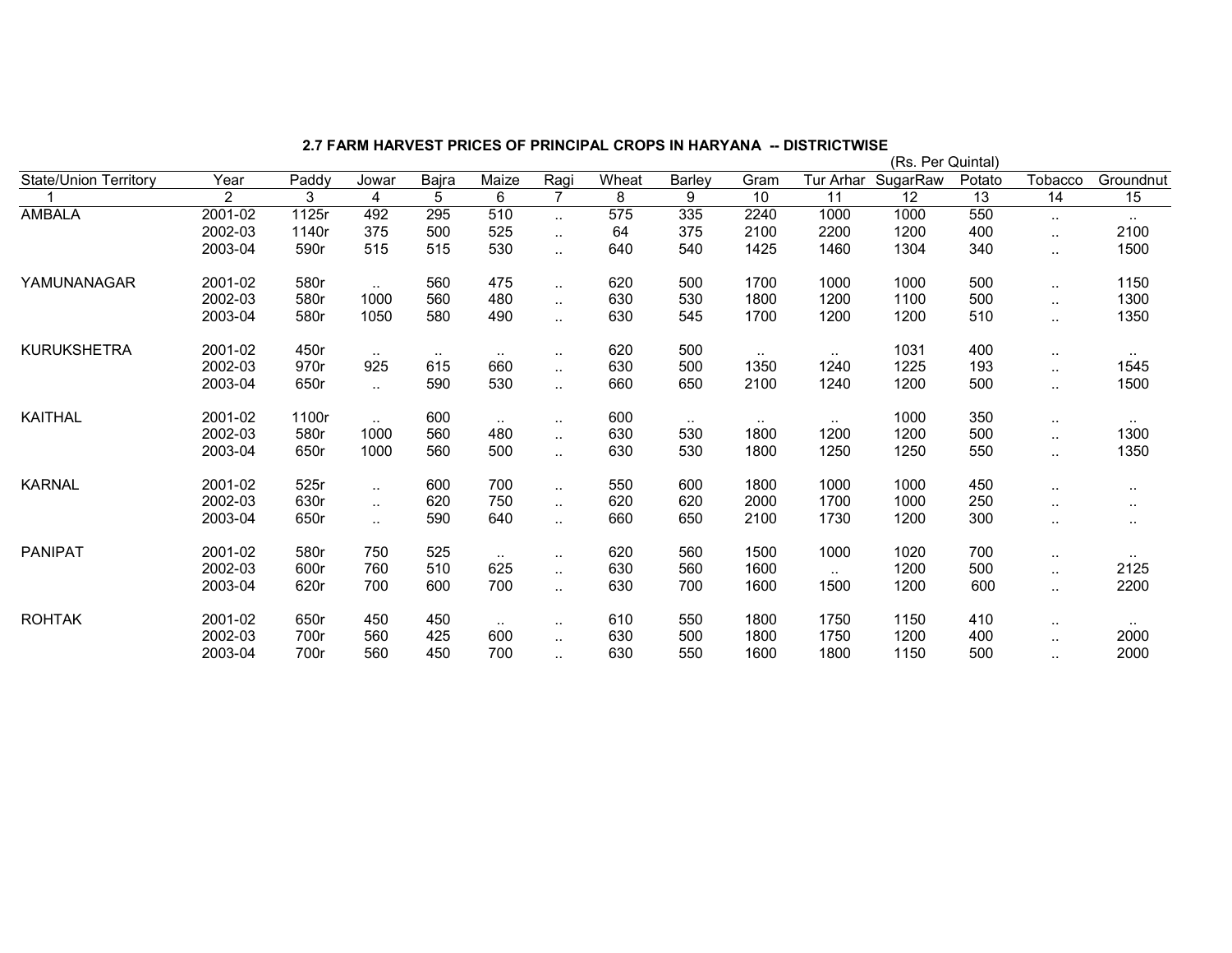## 2.7 FARM HARVEST PRICES OF PRINCIPAL CROPS IN HARYANA -- DISTRICTWISE

(Rs. Per Quintal)

| State/Union Territory | Year | Paddy | Jowar | Bajra | Maize | Ragi | Wheat | Barley | Gram | Tur Arhar | SugarRaw | Potato | Tobacco | Groundnut |
|---|---|---|---|---|---|---|---|---|---|---|---|---|---|---|
| 1 | 2 | 3 | 4 | 5 | 6 | 7 | 8 | 9 | 10 | 11 | 12 | 13 | 14 | 15 |
| AMBALA | 2001-02 | 1125r | 492 | 295 | 510 | .. | 575 | 335 | 2240 | 1000 | 1000 | 550 | .. | .. |
| | 2002-03 | 1140r | 375 | 500 | 525 | .. | 64 | 375 | 2100 | 2200 | 1200 | 400 | .. | 2100 |
| | 2003-04 | 590r | 515 | 515 | 530 | .. | 640 | 540 | 1425 | 1460 | 1304 | 340 | .. | 1500 |
| YAMUNANAGAR | 2001-02 | 580r | .. | 560 | 475 | .. | 620 | 500 | 1700 | 1000 | 1000 | 500 | .. | 1150 |
| | 2002-03 | 580r | 1000 | 560 | 480 | .. | 630 | 530 | 1800 | 1200 | 1100 | 500 | .. | 1300 |
| | 2003-04 | 580r | 1050 | 580 | 490 | .. | 630 | 545 | 1700 | 1200 | 1200 | 510 | .. | 1350 |
| KURUKSHETRA | 2001-02 | 450r | .. | .. | .. | .. | 620 | 500 | .. | .. | 1031 | 400 | .. | .. |
| | 2002-03 | 970r | 925 | 615 | 660 | .. | 630 | 500 | 1350 | 1240 | 1225 | 193 | .. | 1545 |
| | 2003-04 | 650r | .. | 590 | 530 | .. | 660 | 650 | 2100 | 1240 | 1200 | 500 | .. | 1500 |
| KAITHAL | 2001-02 | 1100r | .. | 600 | .. | .. | 600 | .. | .. | .. | 1000 | 350 | .. | .. |
| | 2002-03 | 580r | 1000 | 560 | 480 | .. | 630 | 530 | 1800 | 1200 | 1200 | 500 | .. | 1300 |
| | 2003-04 | 650r | 1000 | 560 | 500 | .. | 630 | 530 | 1800 | 1250 | 1250 | 550 | .. | 1350 |
| KARNAL | 2001-02 | 525r | .. | 600 | 700 | .. | 550 | 600 | 1800 | 1000 | 1000 | 450 | .. | .. |
| | 2002-03 | 630r | .. | 620 | 750 | .. | 620 | 620 | 2000 | 1700 | 1000 | 250 | .. | .. |
| | 2003-04 | 650r | .. | 590 | 640 | .. | 660 | 650 | 2100 | 1730 | 1200 | 300 | .. | .. |
| PANIPAT | 2001-02 | 580r | 750 | 525 | .. | .. | 620 | 560 | 1500 | 1000 | 1020 | 700 | .. | .. |
| | 2002-03 | 600r | 760 | 510 | 625 | .. | 630 | 560 | 1600 | .. | 1200 | 500 | .. | 2125 |
| | 2003-04 | 620r | 700 | 600 | 700 | .. | 630 | 700 | 1600 | 1500 | 1200 | 600 | .. | 2200 |
| ROHTAK | 2001-02 | 650r | 450 | 450 | .. | .. | 610 | 550 | 1800 | 1750 | 1150 | 410 | .. | .. |
| | 2002-03 | 700r | 560 | 425 | 600 | .. | 630 | 500 | 1800 | 1750 | 1200 | 400 | .. | 2000 |
| | 2003-04 | 700r | 560 | 450 | 700 | .. | 630 | 550 | 1600 | 1800 | 1150 | 500 | .. | 2000 |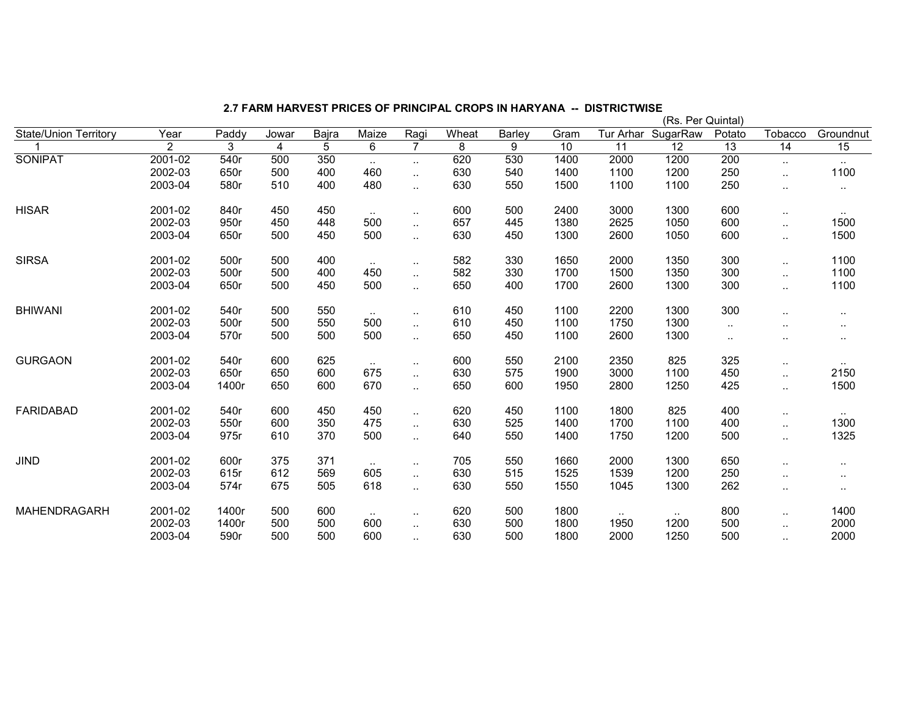## 2.7 FARM HARVEST PRICES OF PRINCIPAL CROPS IN HARYANA -- DISTRICTWISE

(Rs. Per Quintal)

| State/Union Territory | Year | Paddy | Jowar | Bajra | Maize | Ragi | Wheat | Barley | Gram | Tur Arhar | SugarRaw | Potato | Tobacco | Groundnut |
|---|---|---|---|---|---|---|---|---|---|---|---|---|---|---|
| 1 | 2 | 3 | 4 | 5 | 6 | 7 | 8 | 9 | 10 | 11 | 12 | 13 | 14 | 15 |
| SONIPAT | 2001-02 | 540r | 500 | 350 | .. | .. | 620 | 530 | 1400 | 2000 | 1200 | 200 | .. | .. |
| | 2002-03 | 650r | 500 | 400 | 460 | .. | 630 | 540 | 1400 | 1100 | 1200 | 250 | .. | 1100 |
| | 2003-04 | 580r | 510 | 400 | 480 | .. | 630 | 550 | 1500 | 1100 | 1100 | 250 | .. | .. |
| HISAR | 2001-02 | 840r | 450 | 450 | .. | .. | 600 | 500 | 2400 | 3000 | 1300 | 600 | .. | .. |
| | 2002-03 | 950r | 450 | 448 | 500 | .. | 657 | 445 | 1380 | 2625 | 1050 | 600 | .. | 1500 |
| | 2003-04 | 650r | 500 | 450 | 500 | .. | 630 | 450 | 1300 | 2600 | 1050 | 600 | .. | 1500 |
| SIRSA | 2001-02 | 500r | 500 | 400 | .. | .. | 582 | 330 | 1650 | 2000 | 1350 | 300 | .. | 1100 |
| | 2002-03 | 500r | 500 | 400 | 450 | .. | 582 | 330 | 1700 | 1500 | 1350 | 300 | .. | 1100 |
| | 2003-04 | 650r | 500 | 450 | 500 | .. | 650 | 400 | 1700 | 2600 | 1300 | 300 | .. | 1100 |
| BHIWANI | 2001-02 | 540r | 500 | 550 | .. | .. | 610 | 450 | 1100 | 2200 | 1300 | 300 | .. | .. |
| | 2002-03 | 500r | 500 | 550 | 500 | .. | 610 | 450 | 1100 | 1750 | 1300 | .. | .. | .. |
| | 2003-04 | 570r | 500 | 500 | 500 | .. | 650 | 450 | 1100 | 2600 | 1300 | .. | .. | .. |
| GURGAON | 2001-02 | 540r | 600 | 625 | .. | .. | 600 | 550 | 2100 | 2350 | 825 | 325 | .. | .. |
| | 2002-03 | 650r | 650 | 600 | 675 | .. | 630 | 575 | 1900 | 3000 | 1100 | 450 | .. | 2150 |
| | 2003-04 | 1400r | 650 | 600 | 670 | .. | 650 | 600 | 1950 | 2800 | 1250 | 425 | .. | 1500 |
| FARIDABAD | 2001-02 | 540r | 600 | 450 | 450 | .. | 620 | 450 | 1100 | 1800 | 825 | 400 | .. | .. |
| | 2002-03 | 550r | 600 | 350 | 475 | .. | 630 | 525 | 1400 | 1700 | 1100 | 400 | .. | 1300 |
| | 2003-04 | 975r | 610 | 370 | 500 | .. | 640 | 550 | 1400 | 1750 | 1200 | 500 | .. | 1325 |
| JIND | 2001-02 | 600r | 375 | 371 | .. | .. | 705 | 550 | 1660 | 2000 | 1300 | 650 | .. | .. |
| | 2002-03 | 615r | 612 | 569 | 605 | .. | 630 | 515 | 1525 | 1539 | 1200 | 250 | .. | .. |
| | 2003-04 | 574r | 675 | 505 | 618 | .. | 630 | 550 | 1550 | 1045 | 1300 | 262 | .. | .. |
| MAHENDRAGARH | 2001-02 | 1400r | 500 | 600 | .. | .. | 620 | 500 | 1800 | .. | .. | 800 | .. | 1400 |
| | 2002-03 | 1400r | 500 | 500 | 600 | .. | 630 | 500 | 1800 | 1950 | 1200 | 500 | .. | 2000 |
| | 2003-04 | 590r | 500 | 500 | 600 | .. | 630 | 500 | 1800 | 2000 | 1250 | 500 | .. | 2000 |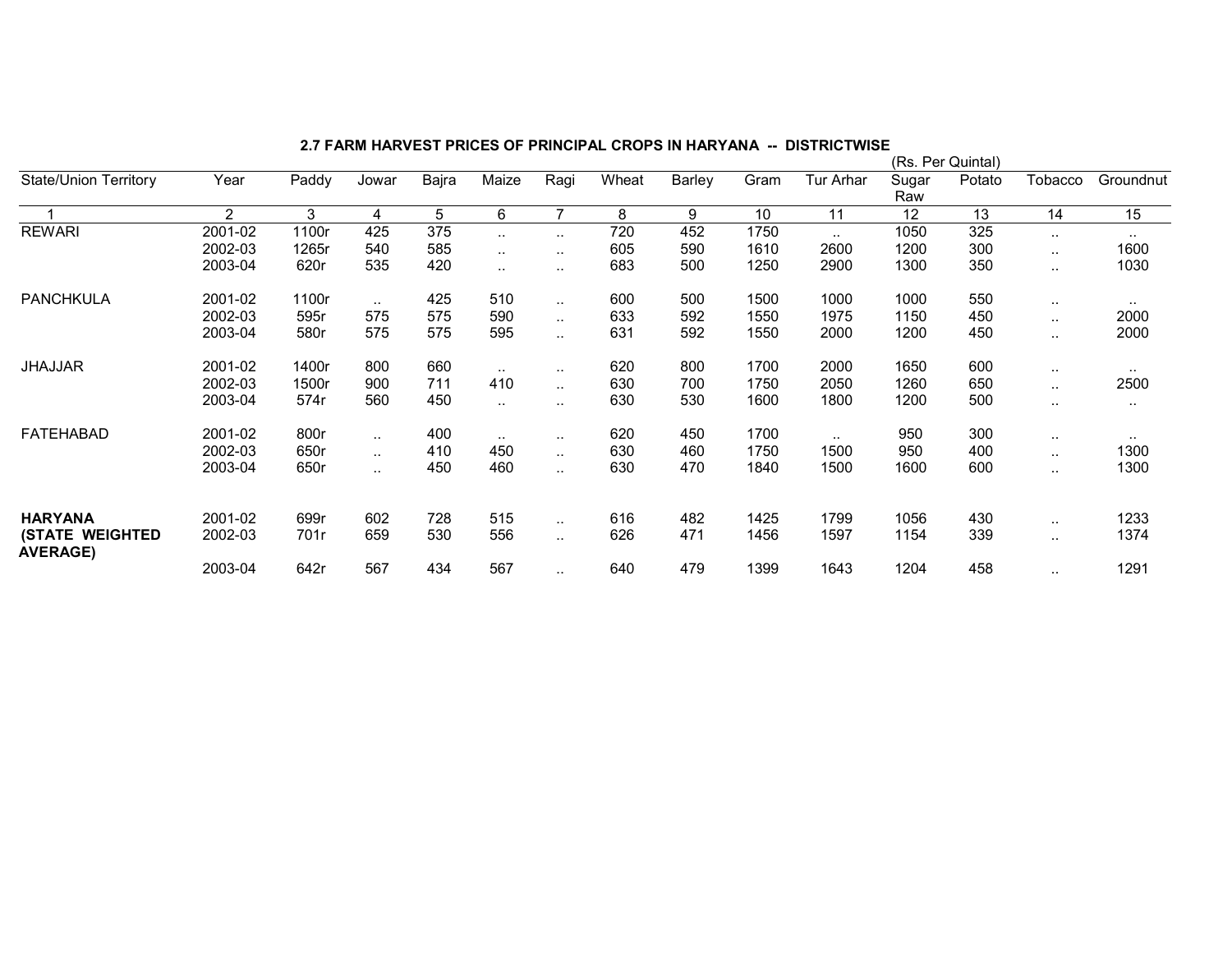**2.7 FARM HARVEST PRICES OF PRINCIPAL CROPS IN HARYANA -- DISTRICTWISE**

(Rs. Per Quintal)

| State/Union Territory | Year | Paddy | Jowar | Bajra | Maize | Ragi | Wheat | Barley | Gram | Tur Arhar | Sugar Raw | Potato | Tobacco | Groundnut |
|---|---|---|---|---|---|---|---|---|---|---|---|---|---|---|
| 1 | 2 | 3 | 4 | 5 | 6 | 7 | 8 | 9 | 10 | 11 | 12 | 13 | 14 | 15 |
| REWARI | 2001-02 | 1100r | 425 | 375 | .. | .. | 720 | 452 | 1750 | .. | 1050 | 325 | .. | .. |
| | 2002-03 | 1265r | 540 | 585 | .. | .. | 605 | 590 | 1610 | 2600 | 1200 | 300 | .. | 1600 |
| | 2003-04 | 620r | 535 | 420 | .. | .. | 683 | 500 | 1250 | 2900 | 1300 | 350 | .. | 1030 |
| PANCHKULA | 2001-02 | 1100r | .. | 425 | 510 | .. | 600 | 500 | 1500 | 1000 | 1000 | 550 | .. | .. |
| | 2002-03 | 595r | 575 | 575 | 590 | .. | 633 | 592 | 1550 | 1975 | 1150 | 450 | .. | 2000 |
| | 2003-04 | 580r | 575 | 575 | 595 | .. | 631 | 592 | 1550 | 2000 | 1200 | 450 | .. | 2000 |
| JHAJJAR | 2001-02 | 1400r | 800 | 660 | .. | .. | 620 | 800 | 1700 | 2000 | 1650 | 600 | .. | .. |
| | 2002-03 | 1500r | 900 | 711 | 410 | .. | 630 | 700 | 1750 | 2050 | 1260 | 650 | .. | 2500 |
| | 2003-04 | 574r | 560 | 450 | .. | .. | 630 | 530 | 1600 | 1800 | 1200 | 500 | .. | .. |
| FATEHABAD | 2001-02 | 800r | .. | 400 | .. | .. | 620 | 450 | 1700 | .. | 950 | 300 | .. | .. |
| | 2002-03 | 650r | .. | 410 | 450 | .. | 630 | 460 | 1750 | 1500 | 950 | 400 | .. | 1300 |
| | 2003-04 | 650r | .. | 450 | 460 | .. | 630 | 470 | 1840 | 1500 | 1600 | 600 | .. | 1300 |
| **HARYANA (STATE WEIGHTED AVERAGE)** | 2001-02 | 699r | 602 | 728 | 515 | .. | 616 | 482 | 1425 | 1799 | 1056 | 430 | .. | 1233 |
| | 2002-03 | 701r | 659 | 530 | 556 | .. | 626 | 471 | 1456 | 1597 | 1154 | 339 | .. | 1374 |
| | 2003-04 | 642r | 567 | 434 | 567 | .. | 640 | 479 | 1399 | 1643 | 1204 | 458 | .. | 1291 |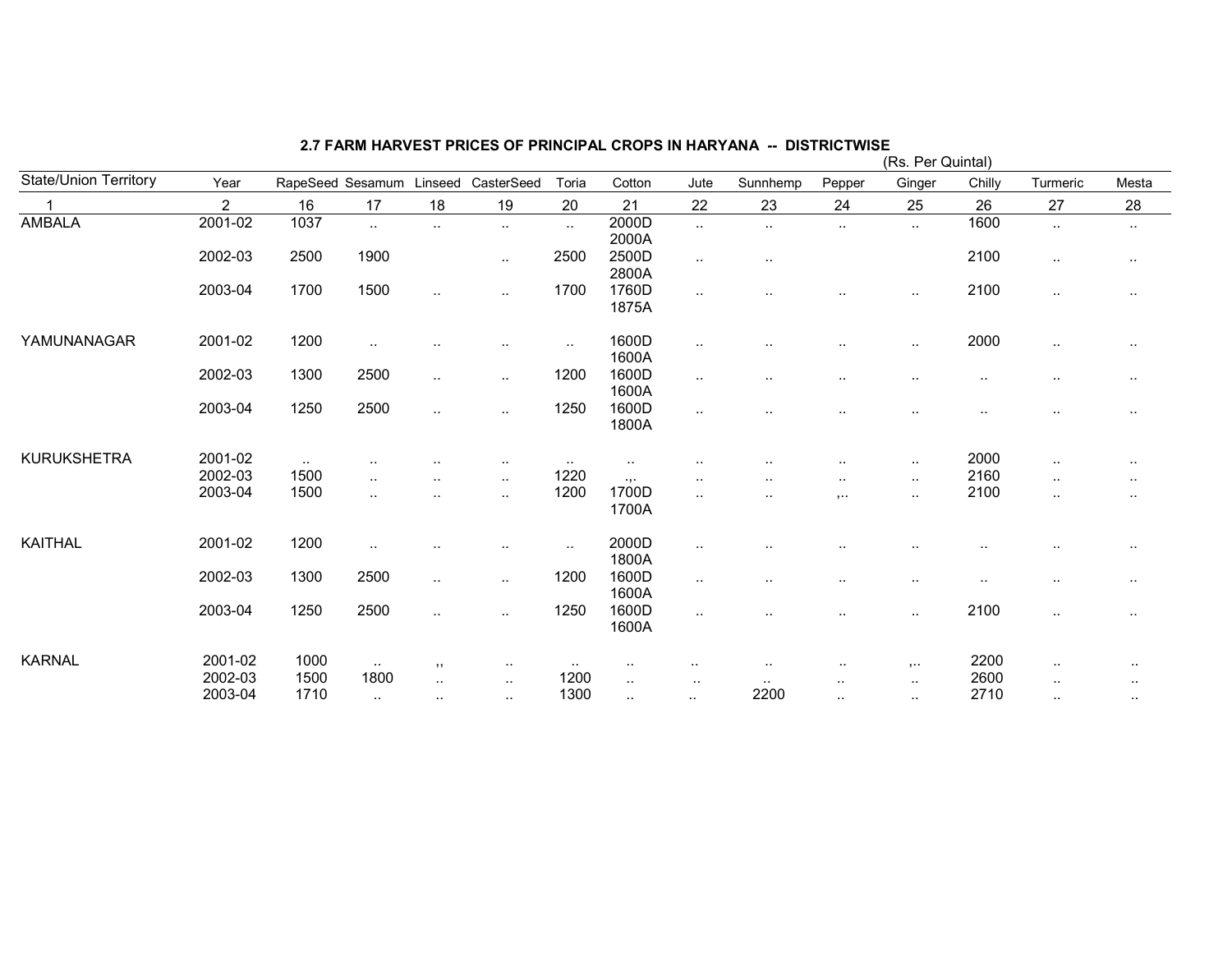## 2.7 FARM HARVEST PRICES OF PRINCIPAL CROPS IN HARYANA -- DISTRICTWISE

(Rs. Per Quintal)

| State/Union Territory | Year | RapeSeed | Sesamum | Linseed | CasterSeed | Toria | Cotton | Jute | Sunnhemp | Pepper | Ginger | Chilly | Turmeric | Mesta |
|---|---|---|---|---|---|---|---|---|---|---|---|---|---|---|
| 1 | 2 | 16 | 17 | 18 | 19 | 20 | 21 | 22 | 23 | 24 | 25 | 26 | 27 | 28 |
| AMBALA | 2001-02 | 1037 | .. | .. | .. | .. | 2000D 2000A | .. | .. | .. | .. | 1600 | .. | .. |
| | 2002-03 | 2500 | 1900 | | .. | 2500 | 2500D 2800A | .. | .. | | | 2100 | .. | .. |
| | 2003-04 | 1700 | 1500 | .. | .. | 1700 | 1760D 1875A | .. | .. | .. | .. | 2100 | .. | .. |
| YAMUNANAGAR | 2001-02 | 1200 | .. | .. | .. | .. | 1600D 1600A | .. | .. | .. | .. | 2000 | .. | .. |
| | 2002-03 | 1300 | 2500 | .. | .. | 1200 | 1600D 1600A | .. | .. | .. | .. | .. | .. | .. |
| | 2003-04 | 1250 | 2500 | .. | .. | 1250 | 1600D 1800A | .. | .. | .. | .. | .. | .. | .. |
| KURUKSHETRA | 2001-02 | .. | .. | .. | .. | .. | .. | .. | .. | .. | .. | 2000 | .. | .. |
| | 2002-03 | 1500 | .. | .. | .. | 1220 | .,. | .. | .. | .. | .. | 2160 | .. | .. |
| | 2003-04 | 1500 | .. | .. | .. | 1200 | 1700D 1700A | .. | .. | ,.. | .. | 2100 | .. | .. |
| KAITHAL | 2001-02 | 1200 | .. | .. | .. | .. | 2000D 1800A | .. | .. | .. | .. | .. | .. | .. |
| | 2002-03 | 1300 | 2500 | .. | .. | 1200 | 1600D 1600A | .. | .. | .. | .. | .. | .. | .. |
| | 2003-04 | 1250 | 2500 | .. | .. | 1250 | 1600D 1600A | .. | .. | .. | .. | 2100 | .. | .. |
| KARNAL | 2001-02 | 1000 | .. | ,, | .. | .. | .. | .. | .. | .. | ,.. | 2200 | .. | .. |
| | 2002-03 | 1500 | 1800 | .. | .. | 1200 | .. | .. | .. | .. | .. | 2600 | .. | .. |
| | 2003-04 | 1710 | .. | .. | .. | 1300 | .. | .. | 2200 | .. | .. | 2710 | .. | .. |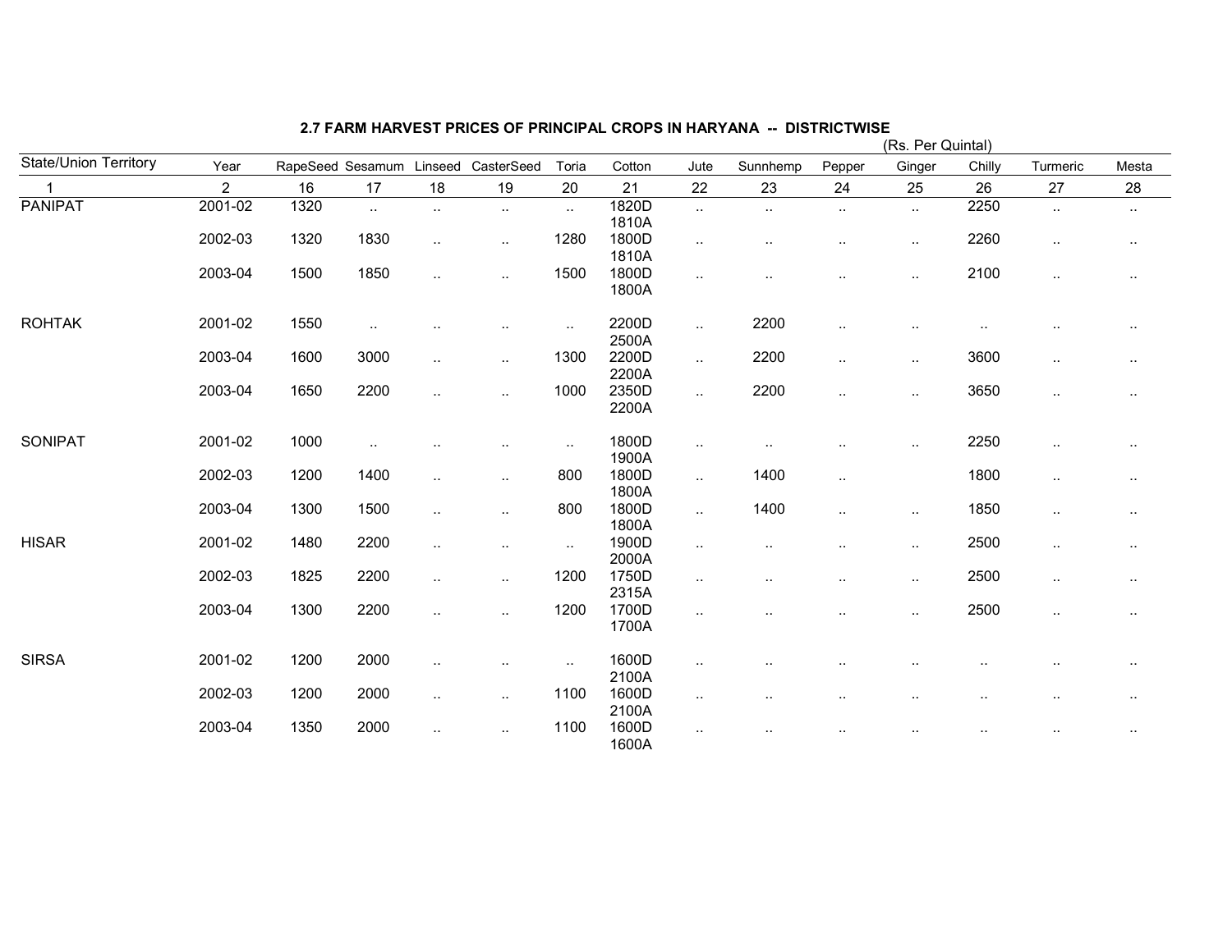## 2.7 FARM HARVEST PRICES OF PRINCIPAL CROPS IN HARYANA -- DISTRICTWISE

(Rs. Per Quintal)

| State/Union Territory | Year | RapeSeed | Sesamum | Linseed | CasterSeed | Toria | Cotton | Jute | Sunnhemp | Pepper | Ginger | Chilly | Turmeric | Mesta |
|---|---|---|---|---|---|---|---|---|---|---|---|---|---|---|
| 1 | 2 | 16 | 17 | 18 | 19 | 20 | 21 | 22 | 23 | 24 | 25 | 26 | 27 | 28 |
| PANIPAT | 2001-02 | 1320 | .. | .. | .. | .. | 1820D 1810A | .. | .. | .. | .. | 2250 | .. | .. |
| | 2002-03 | 1320 | 1830 | .. | .. | 1280 | 1800D 1810A | .. | .. | .. | .. | 2260 | .. | .. |
| | 2003-04 | 1500 | 1850 | .. | .. | 1500 | 1800D 1800A | .. | .. | .. | .. | 2100 | .. | .. |
| ROHTAK | 2001-02 | 1550 | .. | .. | .. | .. | 2200D 2500A | .. | 2200 | .. | .. | .. | .. | .. |
| | 2003-04 | 1600 | 3000 | .. | .. | 1300 | 2200D 2200A | .. | 2200 | .. | .. | 3600 | .. | .. |
| | 2003-04 | 1650 | 2200 | .. | .. | 1000 | 2350D 2200A | .. | 2200 | .. | .. | 3650 | .. | .. |
| SONIPAT | 2001-02 | 1000 | .. | .. | .. | .. | 1800D 1900A | .. | .. | .. | .. | 2250 | .. | .. |
| | 2002-03 | 1200 | 1400 | .. | .. | 800 | 1800D 1800A | .. | 1400 | .. | | 1800 | .. | .. |
| | 2003-04 | 1300 | 1500 | .. | .. | 800 | 1800D 1800A | .. | 1400 | .. | .. | 1850 | .. | .. |
| HISAR | 2001-02 | 1480 | 2200 | .. | .. | .. | 1900D 2000A | .. | .. | .. | .. | 2500 | .. | .. |
| | 2002-03 | 1825 | 2200 | .. | .. | 1200 | 1750D 2315A | .. | .. | .. | .. | 2500 | .. | .. |
| | 2003-04 | 1300 | 2200 | .. | .. | 1200 | 1700D 1700A | .. | .. | .. | .. | 2500 | .. | .. |
| SIRSA | 2001-02 | 1200 | 2000 | .. | .. | .. | 1600D 2100A | .. | .. | .. | .. | .. | .. | .. |
| | 2002-03 | 1200 | 2000 | .. | .. | 1100 | 1600D 2100A | .. | .. | .. | .. | .. | .. | .. |
| | 2003-04 | 1350 | 2000 | .. | .. | 1100 | 1600D 1600A | .. | .. | .. | .. | .. | .. | .. |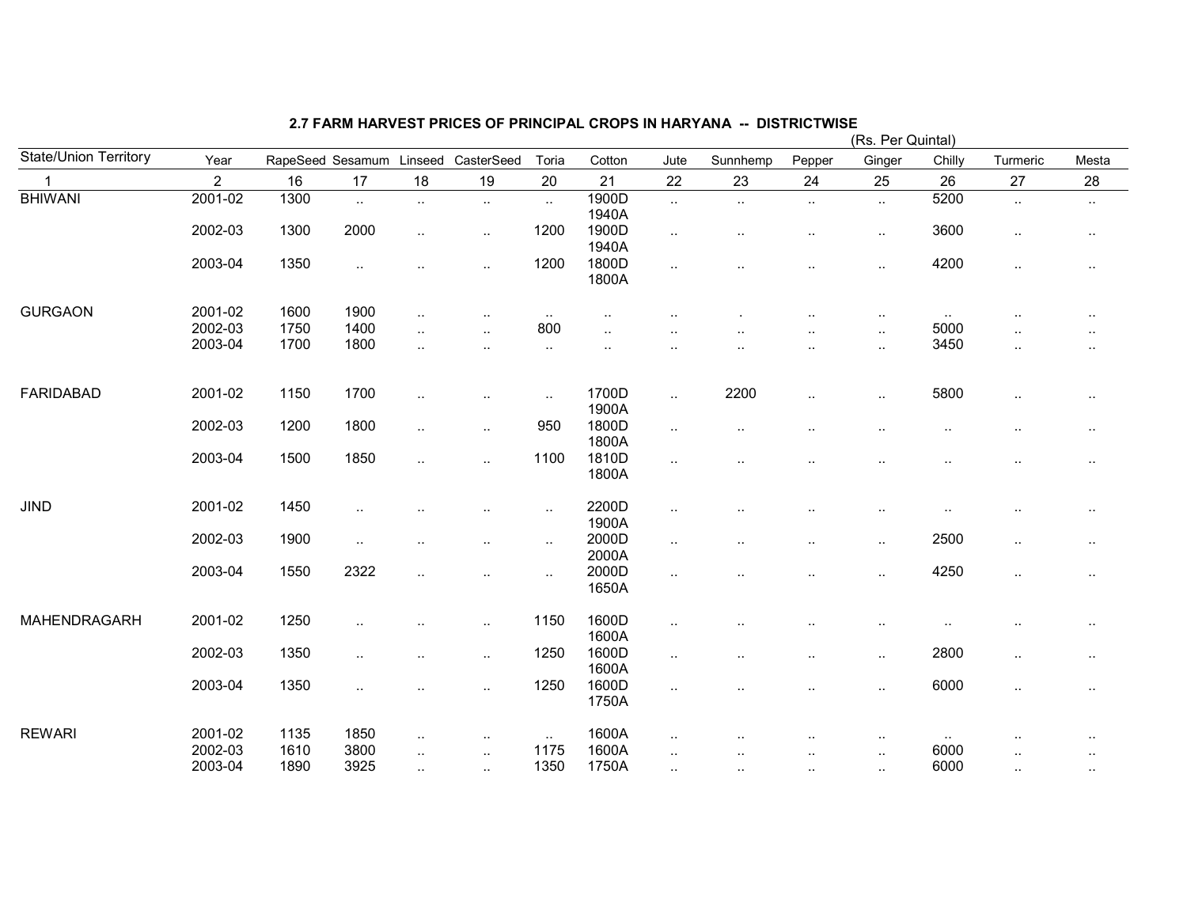## 2.7 FARM HARVEST PRICES OF PRINCIPAL CROPS IN HARYANA -- DISTRICTWISE

(Rs. Per Quintal)

| State/Union Territory | Year | RapeSeed | Sesamum | Linseed | CasterSeed | Toria | Cotton | Jute | Sunnhemp | Pepper | Ginger | Chilly | Turmeric | Mesta |
|---|---|---|---|---|---|---|---|---|---|---|---|---|---|---|
| 1 | 2 | 16 | 17 | 18 | 19 | 20 | 21 | 22 | 23 | 24 | 25 | 26 | 27 | 28 |
| BHIWANI | 2001-02 | 1300 | .. | .. | .. | .. | 1900D 1940A | .. | .. | .. | .. | 5200 | .. | .. |
| | 2002-03 | 1300 | 2000 | .. | .. | 1200 | 1900D 1940A | .. | .. | .. | .. | 3600 | .. | .. |
| | 2003-04 | 1350 | .. | .. | .. | 1200 | 1800D 1800A | .. | .. | .. | .. | 4200 | .. | .. |
| GURGAON | 2001-02 | 1600 | 1900 | .. | .. | .. | .. | .. | . | .. | .. | .. | .. | .. |
| | 2002-03 | 1750 | 1400 | .. | .. | 800 | .. | .. | .. | .. | .. | 5000 | .. | .. |
| | 2003-04 | 1700 | 1800 | .. | .. | .. | .. | .. | .. | .. | .. | 3450 | .. | .. |
| FARIDABAD | 2001-02 | 1150 | 1700 | .. | .. | .. | 1700D 1900A | .. | 2200 | .. | .. | 5800 | .. | .. |
| | 2002-03 | 1200 | 1800 | .. | .. | 950 | 1800D 1800A | .. | .. | .. | .. | .. | .. | .. |
| | 2003-04 | 1500 | 1850 | .. | .. | 1100 | 1810D 1800A | .. | .. | .. | .. | .. | .. | .. |
| JIND | 2001-02 | 1450 | .. | .. | .. | .. | 2200D 1900A | .. | .. | .. | .. | .. | .. | .. |
| | 2002-03 | 1900 | .. | .. | .. | .. | 2000D 2000A | .. | .. | .. | .. | 2500 | .. | .. |
| | 2003-04 | 1550 | 2322 | .. | .. | .. | 2000D 1650A | .. | .. | .. | .. | 4250 | .. | .. |
| MAHENDRAGARH | 2001-02 | 1250 | .. | .. | .. | 1150 | 1600D 1600A | .. | .. | .. | .. | .. | .. | .. |
| | 2002-03 | 1350 | .. | .. | .. | 1250 | 1600D 1600A | .. | .. | .. | .. | 2800 | .. | .. |
| | 2003-04 | 1350 | .. | .. | .. | 1250 | 1600D 1750A | .. | .. | .. | .. | 6000 | .. | .. |
| REWARI | 2001-02 | 1135 | 1850 | .. | .. | .. | 1600A | .. | .. | .. | .. | .. | .. | .. |
| | 2002-03 | 1610 | 3800 | .. | .. | 1175 | 1600A | .. | .. | .. | .. | 6000 | .. | .. |
| | 2003-04 | 1890 | 3925 | .. | .. | 1350 | 1750A | .. | .. | .. | .. | 6000 | .. | .. |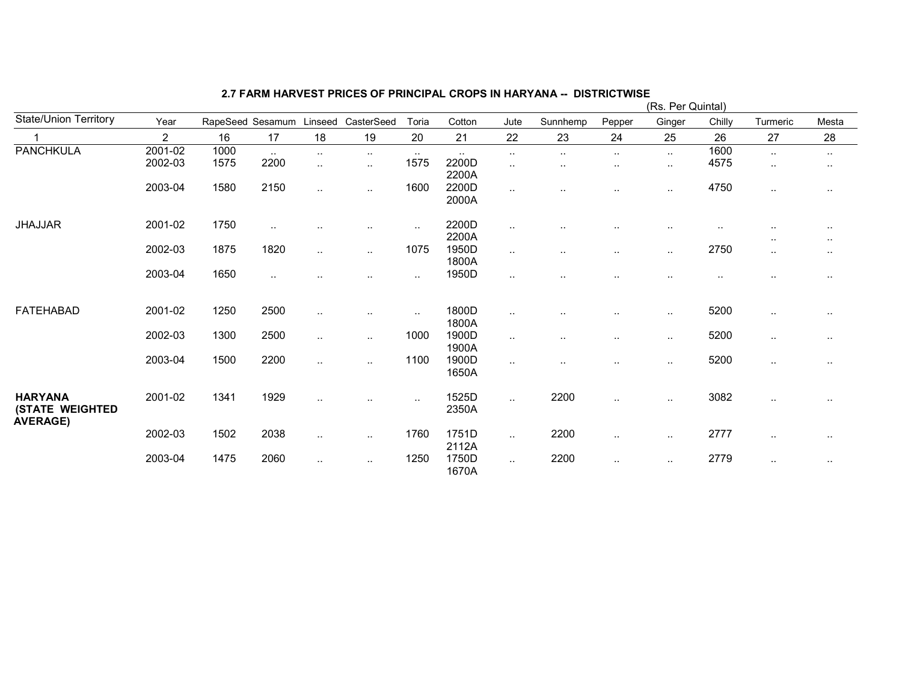## 2.7 FARM HARVEST PRICES OF PRINCIPAL CROPS IN HARYANA -- DISTRICTWISE

(Rs. Per Quintal)

| State/Union Territory | Year | RapeSeed | Sesamum | Linseed | CasterSeed | Toria | Cotton | Jute | Sunnhemp | Pepper | Ginger | Chilly | Turmeric | Mesta |
|---|---|---|---|---|---|---|---|---|---|---|---|---|---|---|
| 1 | 2 | 16 | 17 | 18 | 19 | 20 | 21 | 22 | 23 | 24 | 25 | 26 | 27 | 28 |
| PANCHKULA | 2001-02 | 1000 | .. | .. | .. | .. | .. | .. | .. | .. | .. | 1600 | .. | .. |
| | 2002-03 | 1575 | 2200 | .. | .. | 1575 | 2200D 2200A | .. | .. | .. | .. | 4575 | .. | .. |
| | 2003-04 | 1580 | 2150 | .. | .. | 1600 | 2200D 2000A | .. | .. | .. | .. | 4750 | .. | .. |
| JHAJJAR | 2001-02 | 1750 | .. | .. | .. | .. | 2200D 2200A | .. | .. | .. | .. | .. | .. .. | .. .. |
| | 2002-03 | 1875 | 1820 | .. | .. | 1075 | 1950D 1800A | .. | .. | .. | .. | 2750 | .. | .. |
| | 2003-04 | 1650 | .. | .. | .. | .. | 1950D | .. | .. | .. | .. | .. | .. | .. |
| FATEHABAD | 2001-02 | 1250 | 2500 | .. | .. | .. | 1800D 1800A | .. | .. | .. | .. | 5200 | .. | .. |
| | 2002-03 | 1300 | 2500 | .. | .. | 1000 | 1900D 1900A | .. | .. | .. | .. | 5200 | .. | .. |
| | 2003-04 | 1500 | 2200 | .. | .. | 1100 | 1900D 1650A | .. | .. | .. | .. | 5200 | .. | .. |
| **HARYANA (STATE WEIGHTED AVERAGE)** | 2001-02 | 1341 | 1929 | .. | .. | .. | 1525D 2350A | .. | 2200 | .. | .. | 3082 | .. | .. |
| | 2002-03 | 1502 | 2038 | .. | .. | 1760 | 1751D 2112A | .. | 2200 | .. | .. | 2777 | .. | .. |
| | 2003-04 | 1475 | 2060 | .. | .. | 1250 | 1750D 1670A | .. | 2200 | .. | .. | 2779 | .. | .. |